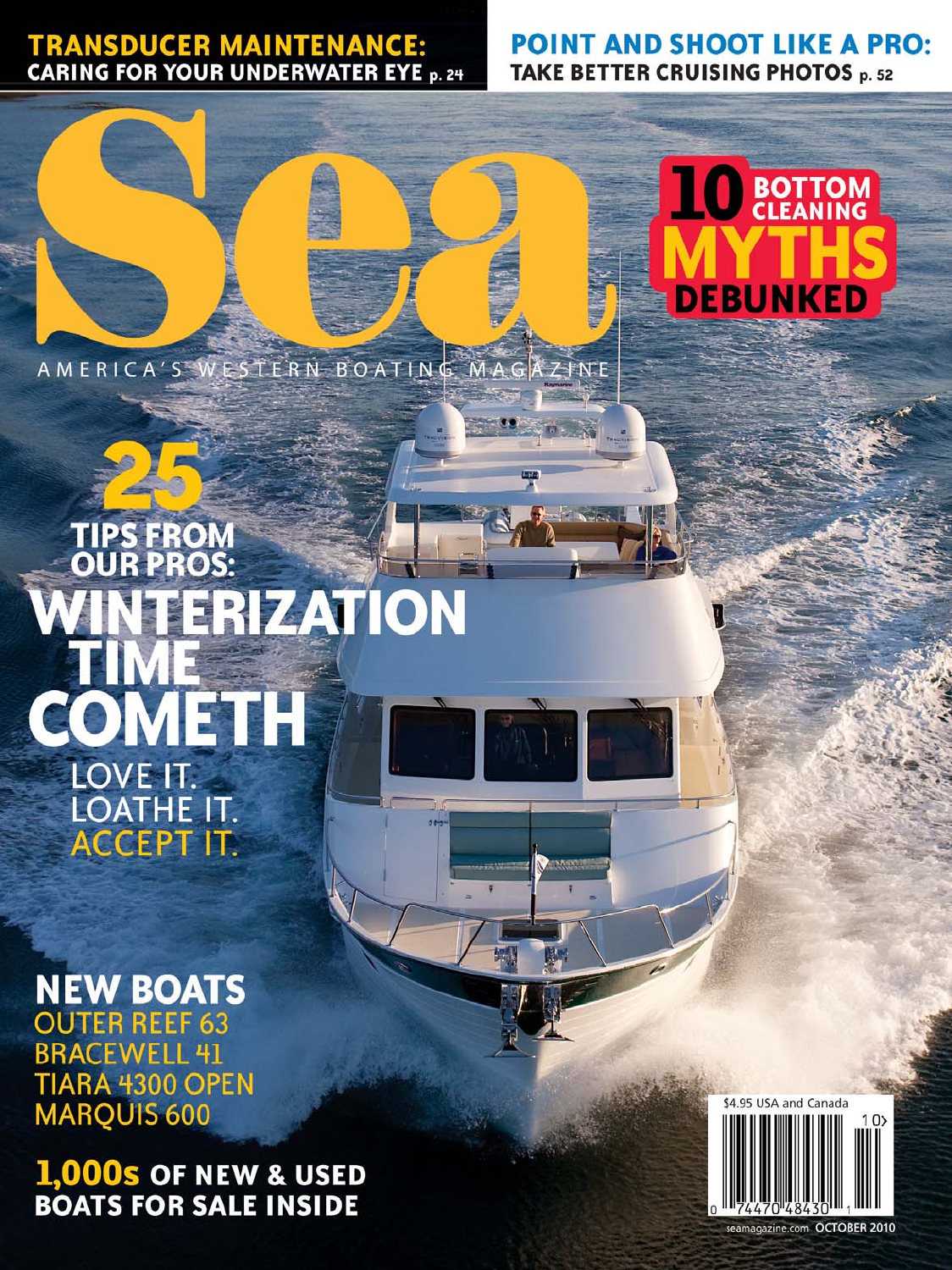**TRANSDUCER MAINTENANCE:** CARING FOR YOUR UNDERWATER EYE p. 24

**POINT AND SHOOT LIKE A PRO:** TAKE BETTER CRUISING PHOTOS p. 52

# Sea

AMERICA'S WESTERN BOATING MAGAZINE

**10 BOTTOM CLEANING MYTHS DEBUNKED**

## 25 TIPS FROM OUR PROS: WINTERIZATION TIME COMETH

LOVE IT. LOATHE IT. ACCEPT IT.

## NEW BOATS

OUTER REEF 63
BRACEWELL 41
TIARA 4300 OPEN
MARQUIS 600

**1,000s OF NEW & USED BOATS FOR SALE INSIDE**

$4.95 USA and Canada

seamagazine.com OCTOBER 2010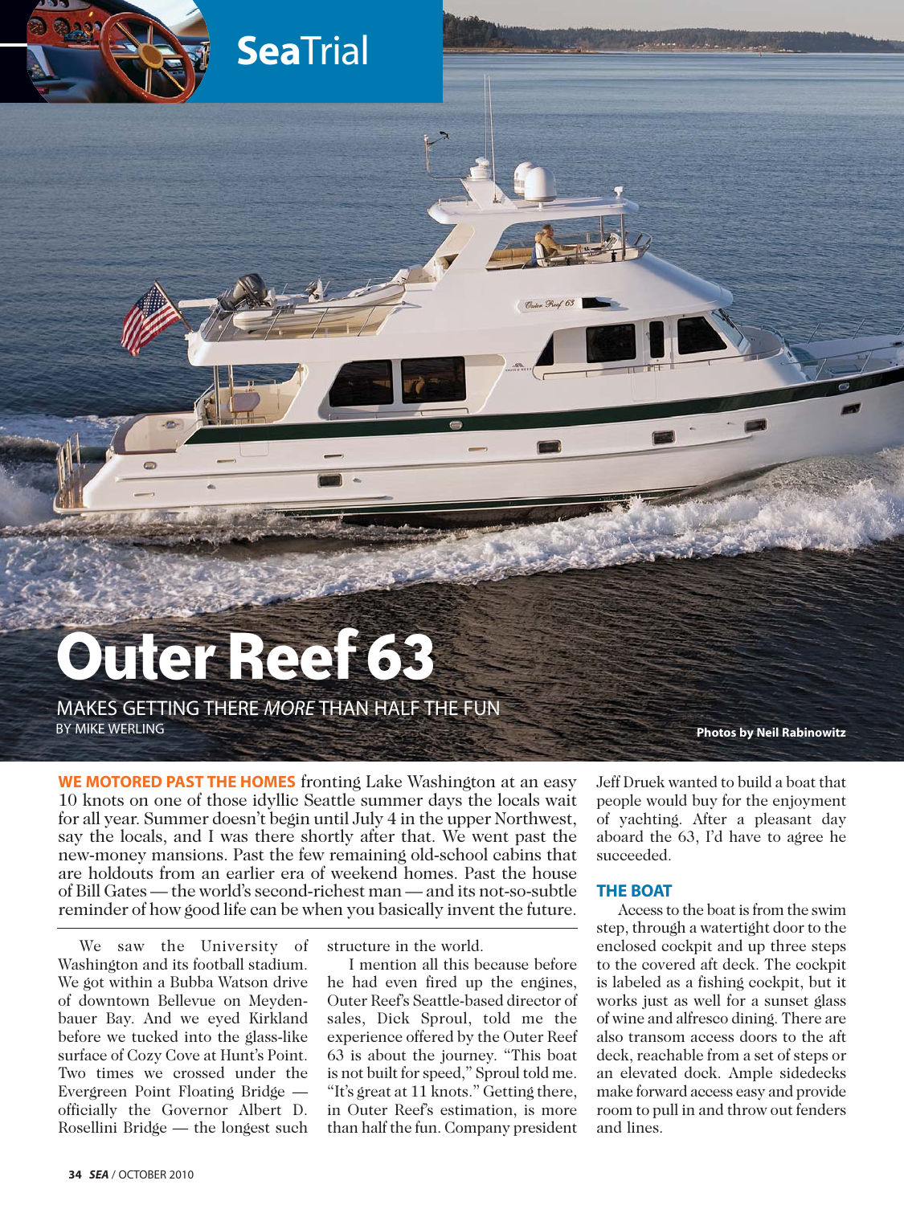SeaTrial

# Outer Reef 63

MAKES GETTING THERE *MORE* THAN HALF THE FUN

BY MIKE WERLING

Photos by Neil Rabinowitz

**WE MOTORED PAST THE HOMES** fronting Lake Washington at an easy 10 knots on one of those idyllic Seattle summer days the locals wait for all year. Summer doesn't begin until July 4 in the upper Northwest, say the locals, and I was there shortly after that. We went past the new-money mansions. Past the few remaining old-school cabins that are holdouts from an earlier era of weekend homes. Past the house of Bill Gates — the world's second-richest man — and its not-so-subtle reminder of how good life can be when you basically invent the future.

We saw the University of Washington and its football stadium. We got within a Bubba Watson drive of downtown Bellevue on Meydenbauer Bay. And we eyed Kirkland before we tucked into the glass-like surface of Cozy Cove at Hunt's Point. Two times we crossed under the Evergreen Point Floating Bridge — officially the Governor Albert D. Rosellini Bridge — the longest such structure in the world.

I mention all this because before he had even fired up the engines, Outer Reef's Seattle-based director of sales, Dick Sproul, told me the experience offered by the Outer Reef 63 is about the journey. "This boat is not built for speed," Sproul told me. "It's great at 11 knots." Getting there, in Outer Reef's estimation, is more than half the fun. Company president Jeff Druek wanted to build a boat that people would buy for the enjoyment of yachting. After a pleasant day aboard the 63, I'd have to agree he succeeded.

## THE BOAT

Access to the boat is from the swim step, through a watertight door to the enclosed cockpit and up three steps to the covered aft deck. The cockpit is labeled as a fishing cockpit, but it works just as well for a sunset glass of wine and alfresco dining. There are also transom access doors to the aft deck, reachable from a set of steps or an elevated dock. Ample sidedecks make forward access easy and provide room to pull in and throw out fenders and lines.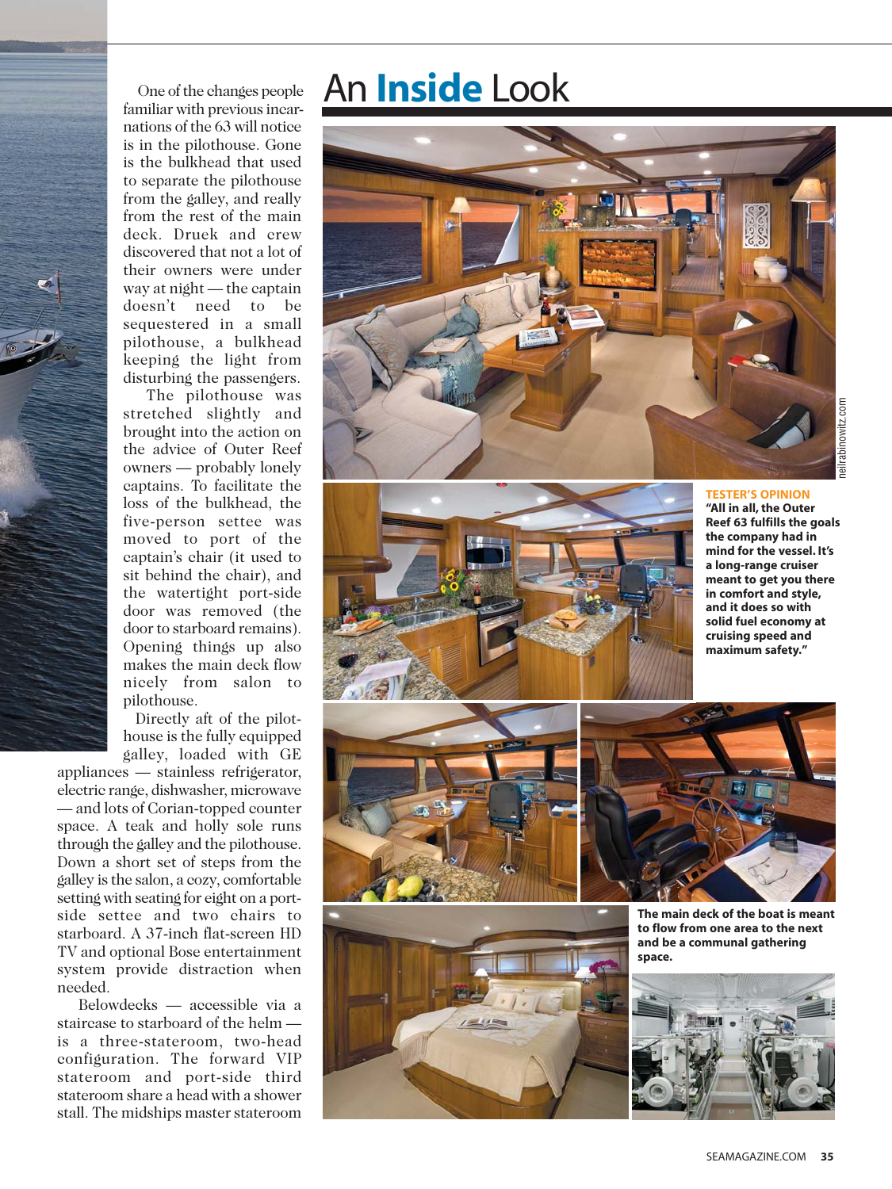One of the changes people familiar with previous incarnations of the 63 will notice is in the pilothouse. Gone is the bulkhead that used to separate the pilothouse from the galley, and really from the rest of the main deck. Druek and crew discovered that not a lot of their owners were under way at night — the captain doesn't need to be sequestered in a small pilothouse, a bulkhead keeping the light from disturbing the passengers.

The pilothouse was stretched slightly and brought into the action on the advice of Outer Reef owners — probably lonely captains. To facilitate the loss of the bulkhead, the five-person settee was moved to port of the captain's chair (it used to sit behind the chair), and the watertight port-side door was removed (the door to starboard remains). Opening things up also makes the main deck flow nicely from salon to pilothouse.

Directly aft of the pilothouse is the fully equipped galley, loaded with GE appliances — stainless refrigerator, electric range, dishwasher, microwave — and lots of Corian-topped counter space. A teak and holly sole runs through the galley and the pilothouse. Down a short set of steps from the galley is the salon, a cozy, comfortable setting with seating for eight on a port-side settee and two chairs to starboard. A 37-inch flat-screen HD TV and optional Bose entertainment system provide distraction when needed.

Belowdecks — accessible via a staircase to starboard of the helm — is a three-stateroom, two-head configuration. The forward VIP stateroom and port-side third stateroom share a head with a shower stall. The midships master stateroom

# An **Inside** Look

neilrabinowitz.com

**TESTER'S OPINION**
**"All in all, the Outer Reef 63 fulfills the goals the company had in mind for the vessel. It's a long-range cruiser meant to get you there in comfort and style, and it does so with solid fuel economy at cruising speed and maximum safety."**

**The main deck of the boat is meant to flow from one area to the next and be a communal gathering space.**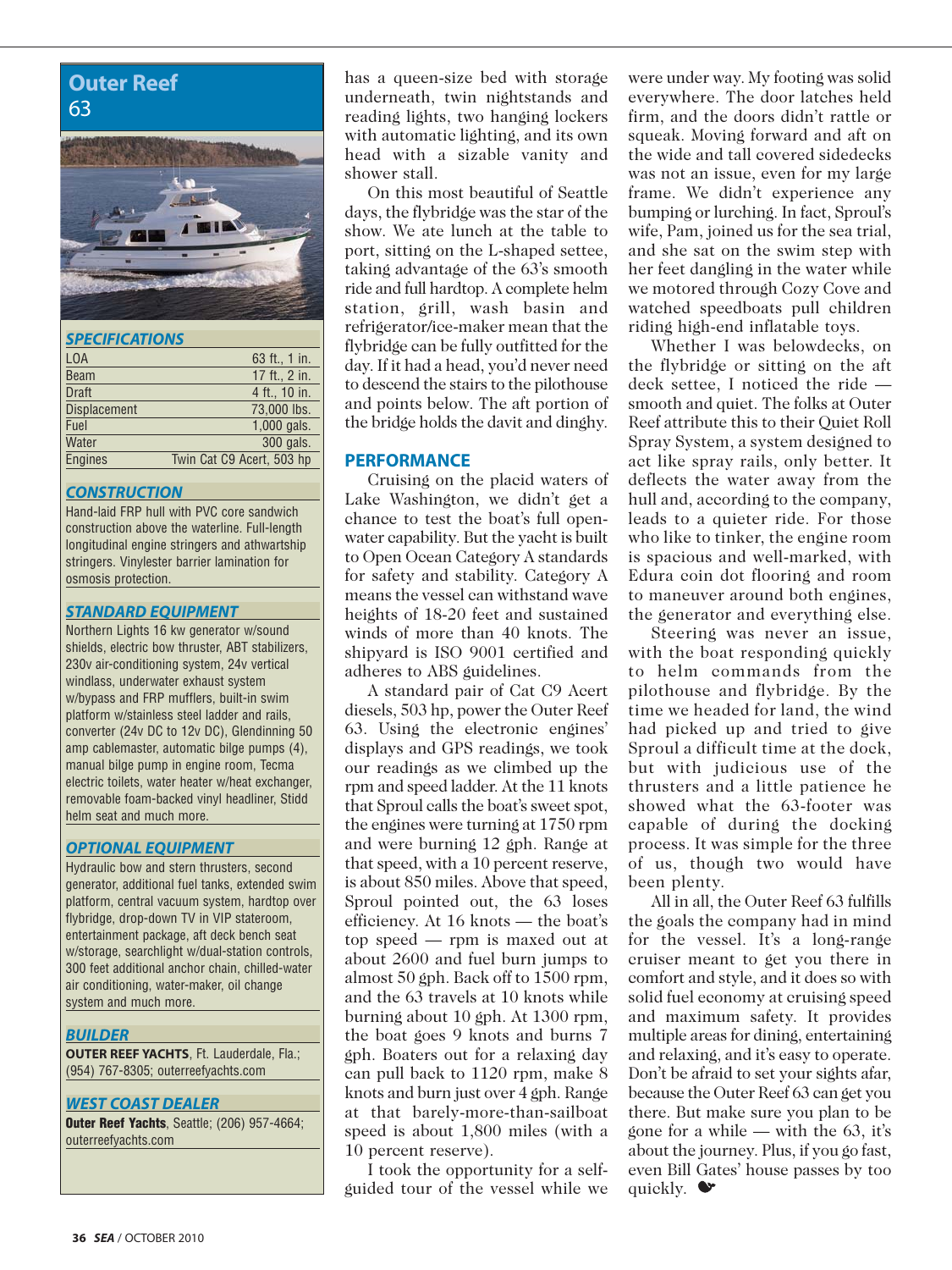## Outer Reef 63

### SPECIFICATIONS

| | |
|---|---|
| LOA | 63 ft., 1 in. |
| Beam | 17 ft., 2 in. |
| Draft | 4 ft., 10 in. |
| Displacement | 73,000 lbs. |
| Fuel | 1,000 gals. |
| Water | 300 gals. |
| Engines | Twin Cat C9 Acert, 503 hp |

### CONSTRUCTION

Hand-laid FRP hull with PVC core sandwich construction above the waterline. Full-length longitudinal engine stringers and athwartship stringers. Vinylester barrier lamination for osmosis protection.

### STANDARD EQUIPMENT

Northern Lights 16 kw generator w/sound shields, electric bow thruster, ABT stabilizers, 230v air-conditioning system, 24v vertical windlass, underwater exhaust system w/bypass and FRP mufflers, built-in swim platform w/stainless steel ladder and rails, converter (24v DC to 12v DC), Glendinning 50 amp cablemaster, automatic bilge pumps (4), manual bilge pump in engine room, Tecma electric toilets, water heater w/heat exchanger, removable foam-backed vinyl headliner, Stidd helm seat and much more.

### OPTIONAL EQUIPMENT

Hydraulic bow and stern thrusters, second generator, additional fuel tanks, extended swim platform, central vacuum system, hardtop over flybridge, drop-down TV in VIP stateroom, entertainment package, aft deck bench seat w/storage, searchlight w/dual-station controls, 300 feet additional anchor chain, chilled-water air conditioning, water-maker, oil change system and much more.

### BUILDER

**OUTER REEF YACHTS**, Ft. Lauderdale, Fla.; (954) 767-8305; outerreefyachts.com

### WEST COAST DEALER

**Outer Reef Yachts**, Seattle; (206) 957-4664; outerreefyachts.com

has a queen-size bed with storage underneath, twin nightstands and reading lights, two hanging lockers with automatic lighting, and its own head with a sizable vanity and shower stall.

On this most beautiful of Seattle days, the flybridge was the star of the show. We ate lunch at the table to port, sitting on the L-shaped settee, taking advantage of the 63's smooth ride and full hardtop. A complete helm station, grill, wash basin and refrigerator/ice-maker mean that the flybridge can be fully outfitted for the day. If it had a head, you'd never need to descend the stairs to the pilothouse and points below. The aft portion of the bridge holds the davit and dinghy.

## PERFORMANCE

Cruising on the placid waters of Lake Washington, we didn't get a chance to test the boat's full open-water capability. But the yacht is built to Open Ocean Category A standards for safety and stability. Category A means the vessel can withstand wave heights of 18-20 feet and sustained winds of more than 40 knots. The shipyard is ISO 9001 certified and adheres to ABS guidelines.

A standard pair of Cat C9 Acert diesels, 503 hp, power the Outer Reef 63. Using the electronic engines' displays and GPS readings, we took our readings as we climbed up the rpm and speed ladder. At the 11 knots that Sproul calls the boat's sweet spot, the engines were turning at 1750 rpm and were burning 12 gph. Range at that speed, with a 10 percent reserve, is about 850 miles. Above that speed, Sproul pointed out, the 63 loses efficiency. At 16 knots — the boat's top speed — rpm is maxed out at about 2600 and fuel burn jumps to almost 50 gph. Back off to 1500 rpm, and the 63 travels at 10 knots while burning about 10 gph. At 1300 rpm, the boat goes 9 knots and burns 7 gph. Boaters out for a relaxing day can pull back to 1120 rpm, make 8 knots and burn just over 4 gph. Range at that barely-more-than-sailboat speed is about 1,800 miles (with a 10 percent reserve).

I took the opportunity for a self-guided tour of the vessel while we were under way. My footing was solid everywhere. The door latches held firm, and the doors didn't rattle or squeak. Moving forward and aft on the wide and tall covered sidedecks was not an issue, even for my large frame. We didn't experience any bumping or lurching. In fact, Sproul's wife, Pam, joined us for the sea trial, and she sat on the swim step with her feet dangling in the water while we motored through Cozy Cove and watched speedboats pull children riding high-end inflatable toys.

Whether I was belowdecks, on the flybridge or sitting on the aft deck settee, I noticed the ride — smooth and quiet. The folks at Outer Reef attribute this to their Quiet Roll Spray System, a system designed to act like spray rails, only better. It deflects the water away from the hull and, according to the company, leads to a quieter ride. For those who like to tinker, the engine room is spacious and well-marked, with Edura coin dot flooring and room to maneuver around both engines, the generator and everything else.

Steering was never an issue, with the boat responding quickly to helm commands from the pilothouse and flybridge. By the time we headed for land, the wind had picked up and tried to give Sproul a difficult time at the dock, but with judicious use of the thrusters and a little patience he showed what the 63-footer was capable of during the docking process. It was simple for the three of us, though two would have been plenty.

All in all, the Outer Reef 63 fulfills the goals the company had in mind for the vessel. It's a long-range cruiser meant to get you there in comfort and style, and it does so with solid fuel economy at cruising speed and maximum safety. It provides multiple areas for dining, entertaining and relaxing, and it's easy to operate. Don't be afraid to set your sights afar, because the Outer Reef 63 can get you there. But make sure you plan to be gone for a while — with the 63, it's about the journey. Plus, if you go fast, even Bill Gates' house passes by too quickly.